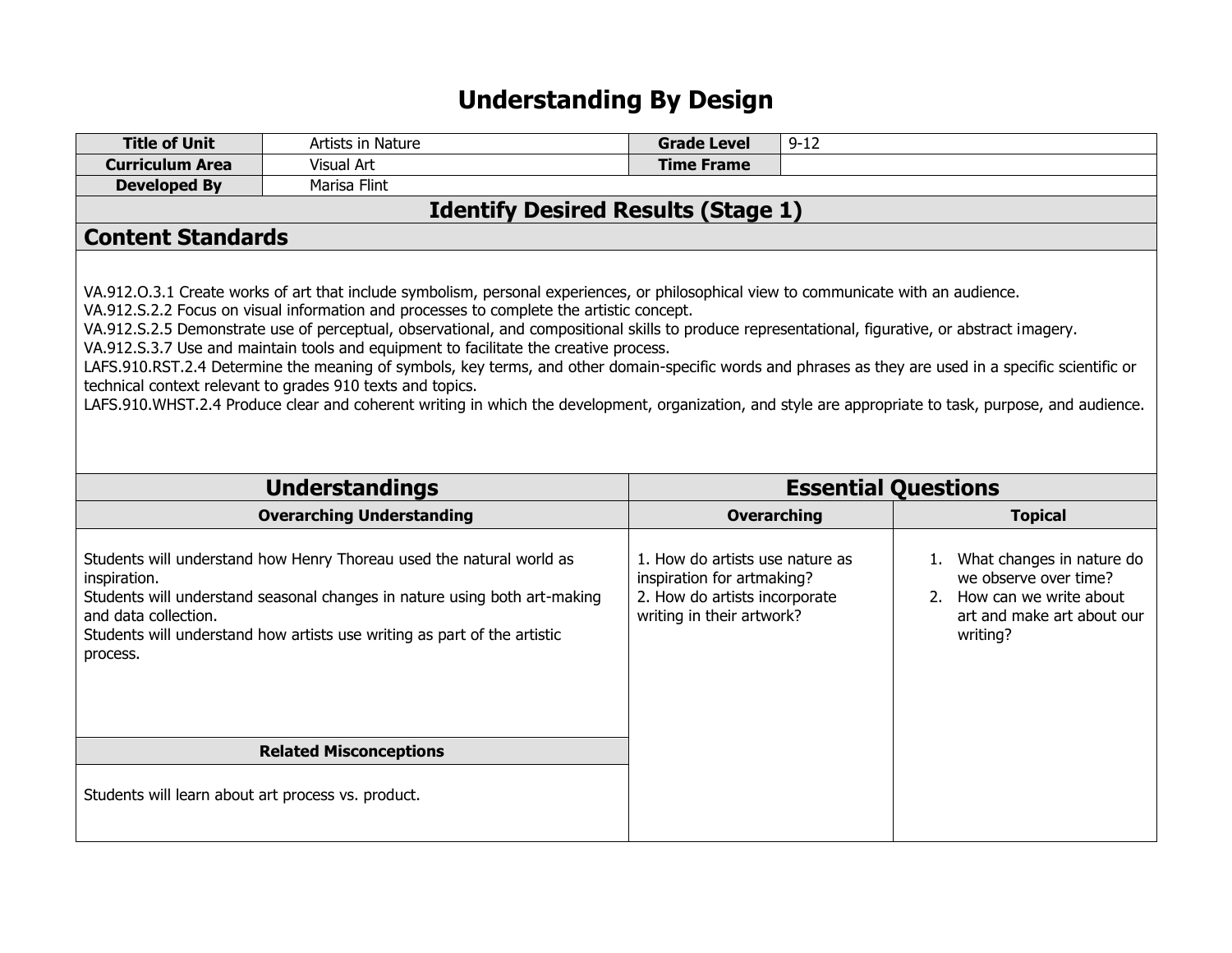# Understanding By Design

| Title of Unit | Artists in Nature | Grade Level | 9-12 |
|---|---|---|---|
| Curriculum Area | Visual Art | Time Frame | |
| Developed By | Marisa Flint | | |

## Identify Desired Results (Stage 1)

### Content Standards

VA.912.O.3.1 Create works of art that include symbolism, personal experiences, or philosophical view to communicate with an audience.
VA.912.S.2.2 Focus on visual information and processes to complete the artistic concept.
VA.912.S.2.5 Demonstrate use of perceptual, observational, and compositional skills to produce representational, figurative, or abstract imagery.
VA.912.S.3.7 Use and maintain tools and equipment to facilitate the creative process.
LAFS.910.RST.2.4 Determine the meaning of symbols, key terms, and other domain-specific words and phrases as they are used in a specific scientific or technical context relevant to grades 910 texts and topics.
LAFS.910.WHST.2.4 Produce clear and coherent writing in which the development, organization, and style are appropriate to task, purpose, and audience.

| Understandings | Essential Questions | |
|---|---|---|
| **Overarching Understanding** | **Overarching** | **Topical** |
| Students will understand how Henry Thoreau used the natural world as inspiration.<br>Students will understand seasonal changes in nature using both art-making and data collection.<br>Students will understand how artists use writing as part of the artistic process. | 1. How do artists use nature as inspiration for artmaking?<br>2. How do artists incorporate writing in their artwork? | 1. What changes in nature do we observe over time?<br>2. How can we write about art and make art about our writing? |
| **Related Misconceptions** | | |
| Students will learn about art process vs. product. | | |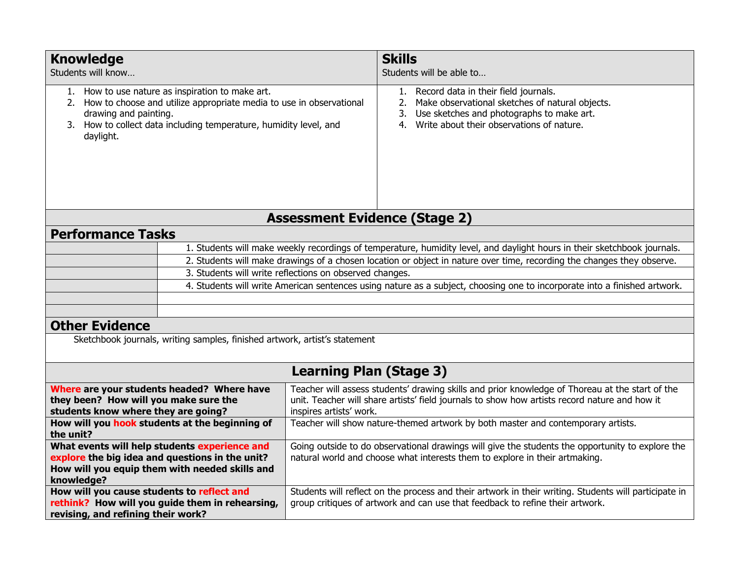| **Knowledge**<br>Students will know… | **Skills**<br>Students will be able to… |
| --- | --- |
| 1. How to use nature as inspiration to make art.<br>2. How to choose and utilize appropriate media to use in observational drawing and painting.<br>3. How to collect data including temperature, humidity level, and daylight. | 1. Record data in their field journals.<br>2. Make observational sketches of natural objects.<br>3. Use sketches and photographs to make art.<br>4. Write about their observations of nature. |

## Assessment Evidence (Stage 2)

### Performance Tasks

| | |
| --- | --- |
| | 1. Students will make weekly recordings of temperature, humidity level, and daylight hours in their sketchbook journals. |
| | 2. Students will make drawings of a chosen location or object in nature over time, recording the changes they observe. |
| | 3. Students will write reflections on observed changes. |
| | 4. Students will write American sentences using nature as a subject, choosing one to incorporate into a finished artwork. |
| | |
| | |

### Other Evidence

Sketchbook journals, writing samples, finished artwork, artist's statement

## Learning Plan (Stage 3)

| | |
| --- | --- |
| **Where are your students headed? Where have they been? How will you make sure the students know where they are going?** | Teacher will assess students' drawing skills and prior knowledge of Thoreau at the start of the unit. Teacher will share artists' field journals to show how artists record nature and how it inspires artists' work. |
| **How will you hook students at the beginning of the unit?** | Teacher will show nature-themed artwork by both master and contemporary artists. |
| **What events will help students experience and explore the big idea and questions in the unit? How will you equip them with needed skills and knowledge?** | Going outside to do observational drawings will give the students the opportunity to explore the natural world and choose what interests them to explore in their artmaking. |
| **How will you cause students to reflect and rethink? How will you guide them in rehearsing, revising, and refining their work?** | Students will reflect on the process and their artwork in their writing. Students will participate in group critiques of artwork and can use that feedback to refine their artwork. |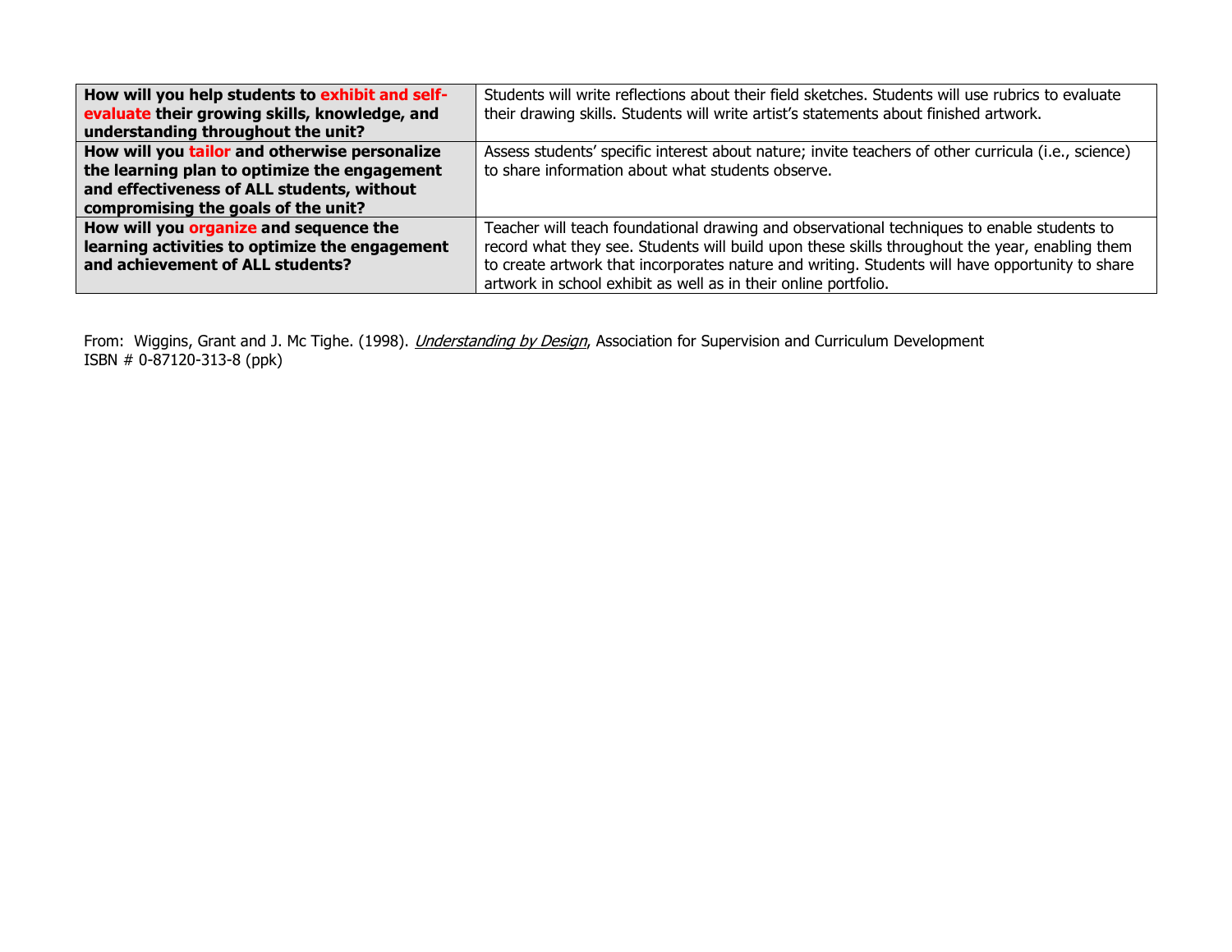| | |
|---|---|
| **How will you help students to exhibit and self-evaluate their growing skills, knowledge, and understanding throughout the unit?** | Students will write reflections about their field sketches. Students will use rubrics to evaluate their drawing skills. Students will write artist's statements about finished artwork. |
| **How will you tailor and otherwise personalize the learning plan to optimize the engagement and effectiveness of ALL students, without compromising the goals of the unit?** | Assess students' specific interest about nature; invite teachers of other curricula (i.e., science) to share information about what students observe. |
| **How will you organize and sequence the learning activities to optimize the engagement and achievement of ALL students?** | Teacher will teach foundational drawing and observational techniques to enable students to record what they see. Students will build upon these skills throughout the year, enabling them to create artwork that incorporates nature and writing. Students will have opportunity to share artwork in school exhibit as well as in their online portfolio. |

From: Wiggins, Grant and J. Mc Tighe. (1998). *Understanding by Design*, Association for Supervision and Curriculum Development
ISBN # 0-87120-313-8 (ppk)